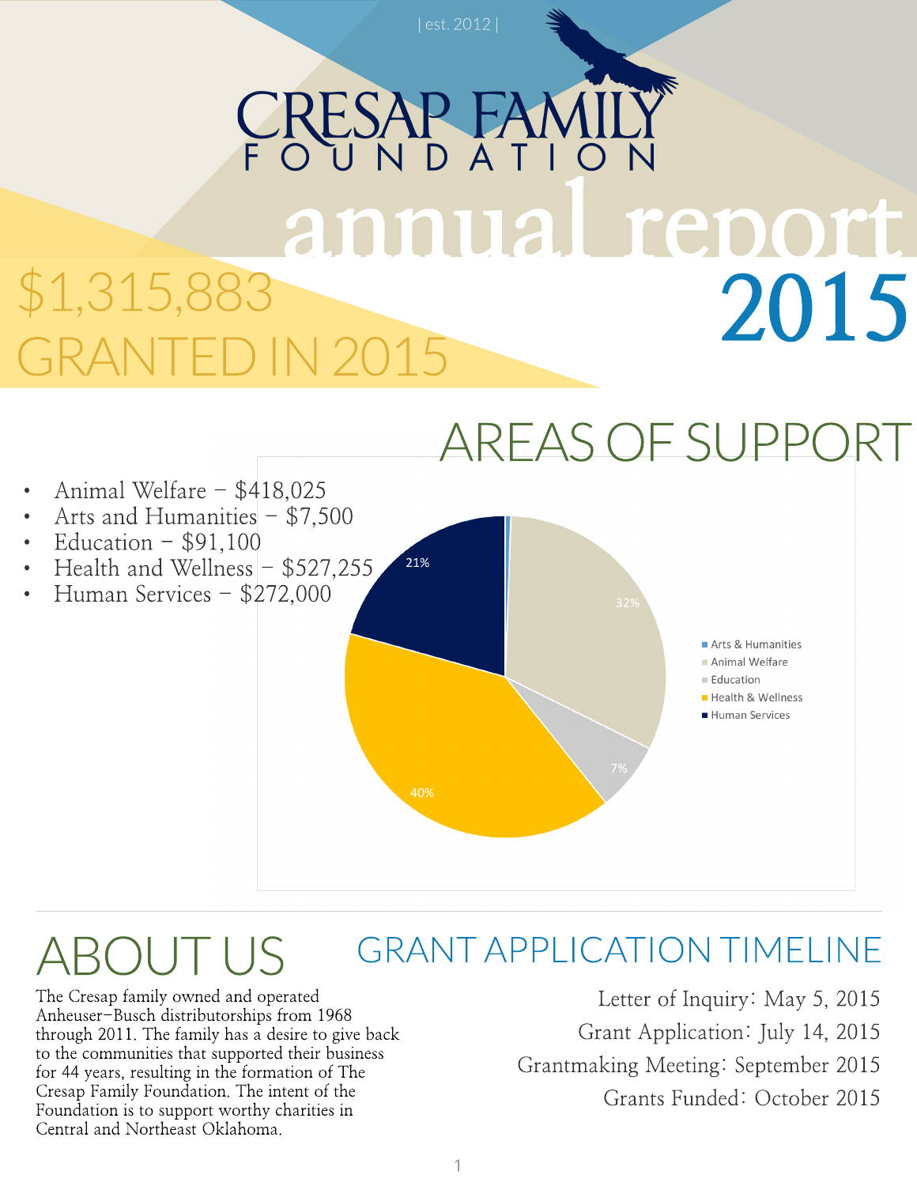| est. 2012 |

# CRESAP FAMILY FOUNDATION

# annual report 2015

## $1,315,883 GRANTED IN 2015

## AREAS OF SUPPORT

- Animal Welfare – $418,025
- Arts and Humanities – $7,500
- Education – $91,100
- Health and Wellness – $527,255
- Human Services – $272,000

## ABOUT US

The Cresap family owned and operated Anheuser-Busch distributorships from 1968 through 2011. The family has a desire to give back to the communities that supported their business for 44 years, resulting in the formation of The Cresap Family Foundation. The intent of the Foundation is to support worthy charities in Central and Northeast Oklahoma.

## GRANT APPLICATION TIMELINE

Letter of Inquiry: May 5, 2015

Grant Application: July 14, 2015

Grantmaking Meeting: September 2015

Grants Funded: October 2015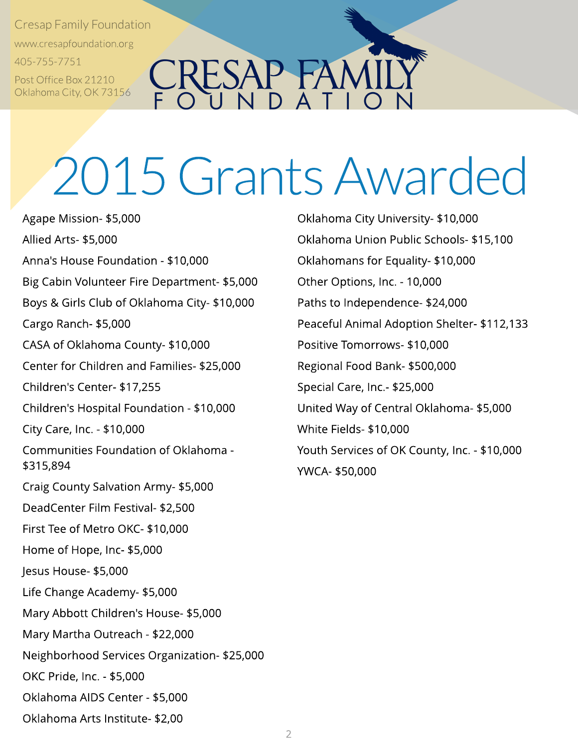Cresap Family Foundation
www.cresapfoundation.org
405-755-7751
Post Office Box 21210
Oklahoma City, OK 73156

CRESAP FAMILY FOUNDATION

# 2015 Grants Awarded

Agape Mission- $5,000

Allied Arts- $5,000

Anna's House Foundation - $10,000

Big Cabin Volunteer Fire Department- $5,000

Boys & Girls Club of Oklahoma City- $10,000

Cargo Ranch- $5,000

CASA of Oklahoma County- $10,000

Center for Children and Families- $25,000

Children's Center- $17,255

Children's Hospital Foundation - $10,000

City Care, Inc. - $10,000

Communities Foundation of Oklahoma - $315,894

Craig County Salvation Army- $5,000

DeadCenter Film Festival- $2,500

First Tee of Metro OKC- $10,000

Home of Hope, Inc- $5,000

Jesus House- $5,000

Life Change Academy- $5,000

Mary Abbott Children's House- $5,000

Mary Martha Outreach - $22,000

Neighborhood Services Organization- $25,000

OKC Pride, Inc. - $5,000

Oklahoma AIDS Center - $5,000

Oklahoma Arts Institute- $2,00

Oklahoma City University- $10,000

Oklahoma Union Public Schools- $15,100

Oklahomans for Equality- $10,000

Other Options, Inc. - 10,000

Paths to Independence- $24,000

Peaceful Animal Adoption Shelter- $112,133

Positive Tomorrows- $10,000

Regional Food Bank- $500,000

Special Care, Inc.- $25,000

United Way of Central Oklahoma- $5,000

White Fields- $10,000

Youth Services of OK County, Inc. - $10,000

YWCA- $50,000